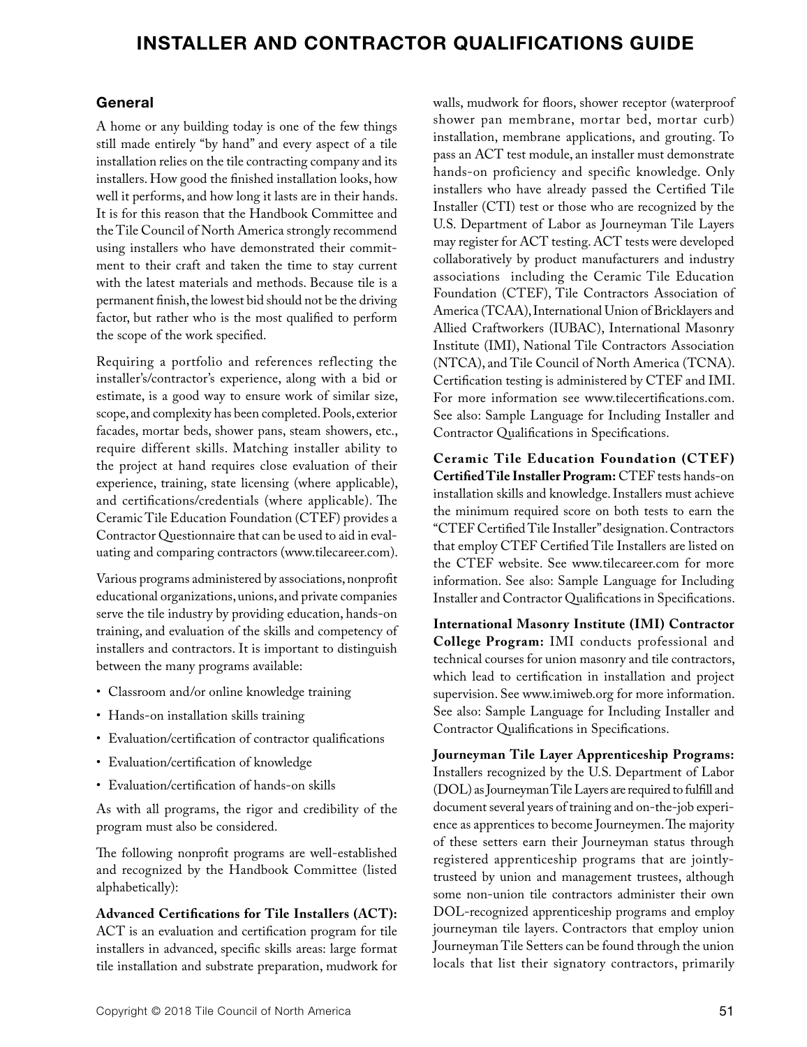# INSTALLER AND CONTRACTOR QUALIFICATIONS GUIDE

## General

A home or any building today is one of the few things still made entirely "by hand" and every aspect of a tile installation relies on the tile contracting company and its installers. How good the finished installation looks, how well it performs, and how long it lasts are in their hands. It is for this reason that the Handbook Committee and the Tile Council of North America strongly recommend using installers who have demonstrated their commitment to their craft and taken the time to stay current with the latest materials and methods. Because tile is a permanent finish, the lowest bid should not be the driving factor, but rather who is the most qualified to perform the scope of the work specified.

Requiring a portfolio and references reflecting the installer's/contractor's experience, along with a bid or estimate, is a good way to ensure work of similar size, scope, and complexity has been completed. Pools, exterior facades, mortar beds, shower pans, steam showers, etc., require different skills. Matching installer ability to the project at hand requires close evaluation of their experience, training, state licensing (where applicable), and certifications/credentials (where applicable). The Ceramic Tile Education Foundation (CTEF) provides a Contractor Questionnaire that can be used to aid in evaluating and comparing contractors (www.tilecareer.com).

Various programs administered by associations, nonprofit educational organizations, unions, and private companies serve the tile industry by providing education, hands-on training, and evaluation of the skills and competency of installers and contractors. It is important to distinguish between the many programs available:

- Classroom and/or online knowledge training
- Hands-on installation skills training
- Evaluation/certification of contractor qualifications
- Evaluation/certification of knowledge
- Evaluation/certification of hands-on skills

As with all programs, the rigor and credibility of the program must also be considered.

The following nonprofit programs are well-established and recognized by the Handbook Committee (listed alphabetically):

**Advanced Certifications for Tile Installers (ACT):** ACT is an evaluation and certification program for tile installers in advanced, specific skills areas: large format tile installation and substrate preparation, mudwork for walls, mudwork for floors, shower receptor (waterproof shower pan membrane, mortar bed, mortar curb) installation, membrane applications, and grouting. To pass an ACT test module, an installer must demonstrate hands-on proficiency and specific knowledge. Only installers who have already passed the Certified Tile Installer (CTI) test or those who are recognized by the U.S. Department of Labor as Journeyman Tile Layers may register for ACT testing. ACT tests were developed collaboratively by product manufacturers and industry associations including the Ceramic Tile Education Foundation (CTEF), Tile Contractors Association of America (TCAA), International Union of Bricklayers and Allied Craftworkers (IUBAC), International Masonry Institute (IMI), National Tile Contractors Association (NTCA), and Tile Council of North America (TCNA). Certification testing is administered by CTEF and IMI. For more information see www.tilecertifications.com. See also: Sample Language for Including Installer and Contractor Qualifications in Specifications.

**Ceramic Tile Education Foundation (CTEF) Certified Tile Installer Program:** CTEF tests hands-on installation skills and knowledge. Installers must achieve the minimum required score on both tests to earn the "CTEF Certified Tile Installer" designation. Contractors that employ CTEF Certified Tile Installers are listed on the CTEF website. See www.tilecareer.com for more information. See also: Sample Language for Including Installer and Contractor Qualifications in Specifications.

**International Masonry Institute (IMI) Contractor College Program:** IMI conducts professional and technical courses for union masonry and tile contractors, which lead to certification in installation and project supervision. See www.imiweb.org for more information. See also: Sample Language for Including Installer and Contractor Qualifications in Specifications.

**Journeyman Tile Layer Apprenticeship Programs:** Installers recognized by the U.S. Department of Labor (DOL) as Journeyman Tile Layers are required to fulfill and document several years of training and on-the-job experience as apprentices to become Journeymen. The majority of these setters earn their Journeyman status through registered apprenticeship programs that are jointly-trusteed by union and management trustees, although some non-union tile contractors administer their own DOL-recognized apprenticeship programs and employ journeyman tile layers. Contractors that employ union Journeyman Tile Setters can be found through the union locals that list their signatory contractors, primarily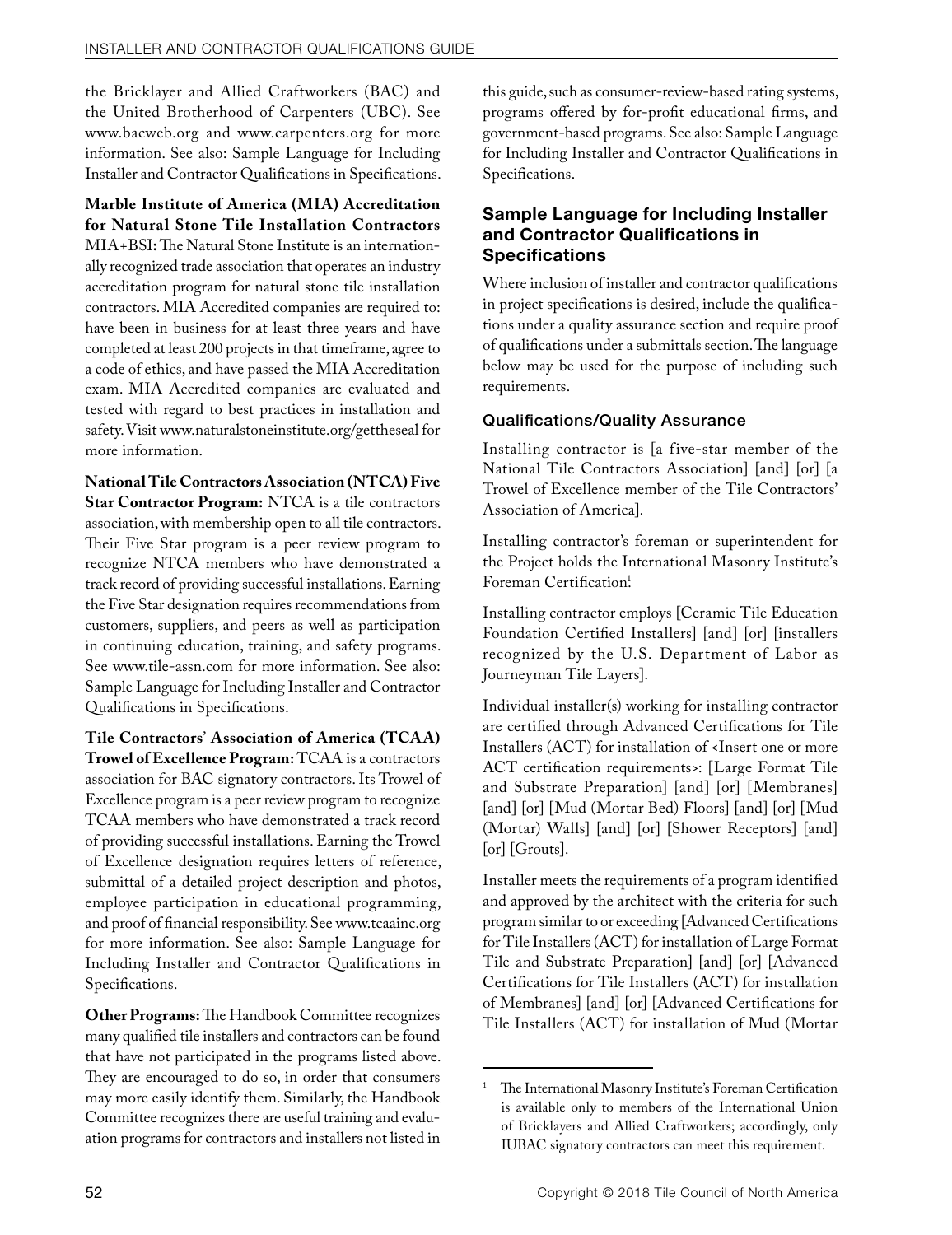the Bricklayer and Allied Craftworkers (BAC) and the United Brotherhood of Carpenters (UBC). See www.bacweb.org and www.carpenters.org for more information. See also: Sample Language for Including Installer and Contractor Qualifications in Specifications.

**Marble Institute of America (MIA) Accreditation for Natural Stone Tile Installation Contractors** MIA+BSI**:** The Natural Stone Institute is an internationally recognized trade association that operates an industry accreditation program for natural stone tile installation contractors. MIA Accredited companies are required to: have been in business for at least three years and have completed at least 200 projects in that timeframe, agree to a code of ethics, and have passed the MIA Accreditation exam. MIA Accredited companies are evaluated and tested with regard to best practices in installation and safety. Visit www.naturalstoneinstitute.org/gettheseal for more information.

**National Tile Contractors Association (NTCA) Five Star Contractor Program:** NTCA is a tile contractors association, with membership open to all tile contractors. Their Five Star program is a peer review program to recognize NTCA members who have demonstrated a track record of providing successful installations. Earning the Five Star designation requires recommendations from customers, suppliers, and peers as well as participation in continuing education, training, and safety programs. See www.tile-assn.com for more information. See also: Sample Language for Including Installer and Contractor Qualifications in Specifications.

**Tile Contractors' Association of America (TCAA) Trowel of Excellence Program:** TCAA is a contractors association for BAC signatory contractors. Its Trowel of Excellence program is a peer review program to recognize TCAA members who have demonstrated a track record of providing successful installations. Earning the Trowel of Excellence designation requires letters of reference, submittal of a detailed project description and photos, employee participation in educational programming, and proof of financial responsibility. See www.tcaainc.org for more information. See also: Sample Language for Including Installer and Contractor Qualifications in Specifications.

**Other Programs:** The Handbook Committee recognizes many qualified tile installers and contractors can be found that have not participated in the programs listed above. They are encouraged to do so, in order that consumers may more easily identify them. Similarly, the Handbook Committee recognizes there are useful training and evaluation programs for contractors and installers not listed in this guide, such as consumer-review-based rating systems, programs offered by for-profit educational firms, and government-based programs. See also: Sample Language for Including Installer and Contractor Qualifications in Specifications.

## Sample Language for Including Installer and Contractor Qualifications in Specifications

Where inclusion of installer and contractor qualifications in project specifications is desired, include the qualifications under a quality assurance section and require proof of qualifications under a submittals section. The language below may be used for the purpose of including such requirements.

### Qualifications/Quality Assurance

Installing contractor is [a five-star member of the National Tile Contractors Association] [and] [or] [a Trowel of Excellence member of the Tile Contractors' Association of America].

Installing contractor's foreman or superintendent for the Project holds the International Masonry Institute's Foreman Certification[1]

Installing contractor employs [Ceramic Tile Education Foundation Certified Installers] [and] [or] [installers recognized by the U.S. Department of Labor as Journeyman Tile Layers].

Individual installer(s) working for installing contractor are certified through Advanced Certifications for Tile Installers (ACT) for installation of <Insert one or more ACT certification requirements>: [Large Format Tile and Substrate Preparation] [and] [or] [Membranes] [and] [or] [Mud (Mortar Bed) Floors] [and] [or] [Mud (Mortar) Walls] [and] [or] [Shower Receptors] [and] [or] [Grouts].

Installer meets the requirements of a program identified and approved by the architect with the criteria for such program similar to or exceeding [Advanced Certifications for Tile Installers (ACT) for installation of Large Format Tile and Substrate Preparation] [and] [or] [Advanced Certifications for Tile Installers (ACT) for installation of Membranes] [and] [or] [Advanced Certifications for Tile Installers (ACT) for installation of Mud (Mortar

[1] The International Masonry Institute's Foreman Certification is available only to members of the International Union of Bricklayers and Allied Craftworkers; accordingly, only IUBAC signatory contractors can meet this requirement.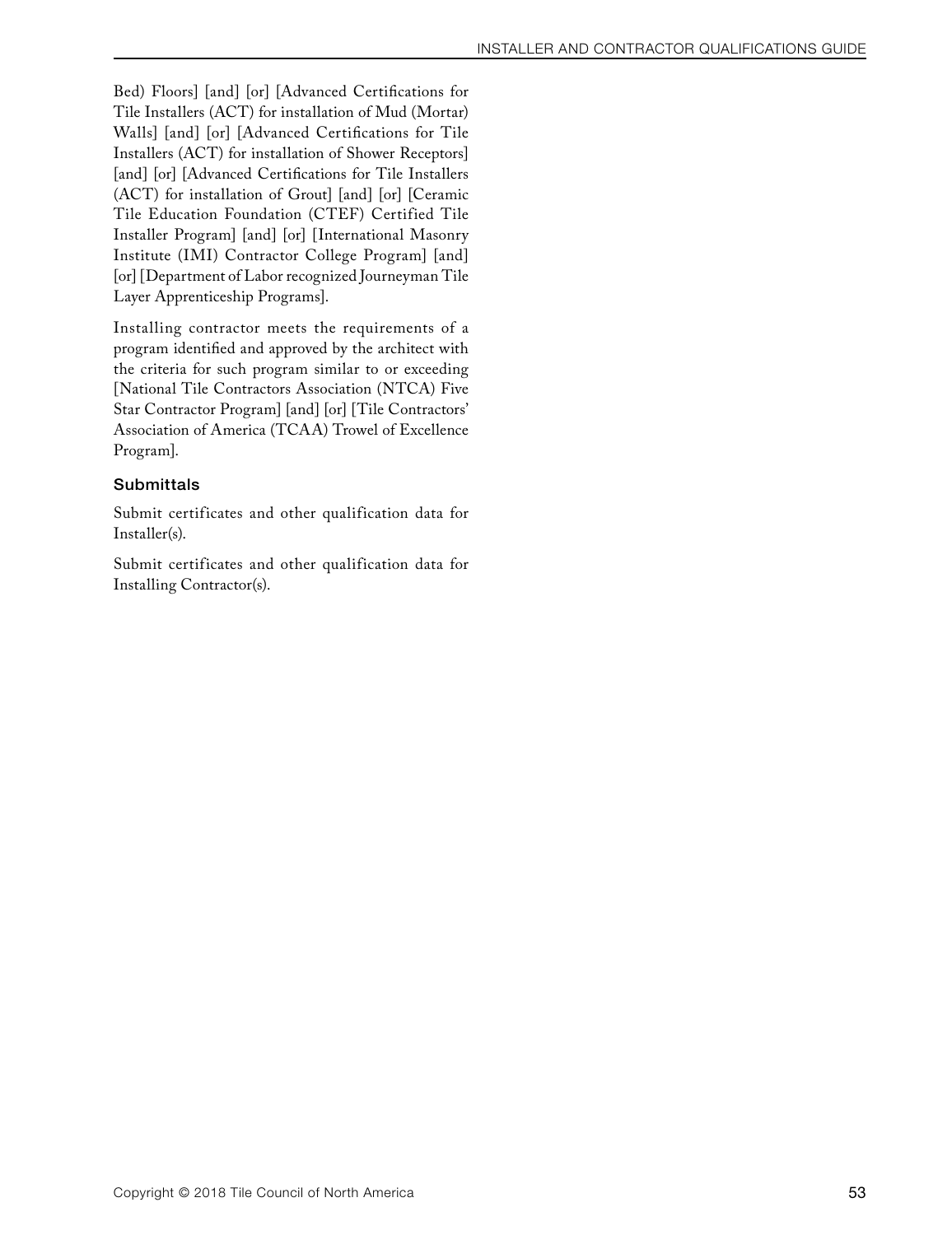Bed) Floors] [and] [or] [Advanced Certifications for Tile Installers (ACT) for installation of Mud (Mortar) Walls] [and] [or] [Advanced Certifications for Tile Installers (ACT) for installation of Shower Receptors] [and] [or] [Advanced Certifications for Tile Installers (ACT) for installation of Grout] [and] [or] [Ceramic Tile Education Foundation (CTEF) Certified Tile Installer Program] [and] [or] [International Masonry Institute (IMI) Contractor College Program] [and] [or] [Department of Labor recognized Journeyman Tile Layer Apprenticeship Programs].

Installing contractor meets the requirements of a program identified and approved by the architect with the criteria for such program similar to or exceeding [National Tile Contractors Association (NTCA) Five Star Contractor Program] [and] [or] [Tile Contractors' Association of America (TCAA) Trowel of Excellence Program].

### Submittals

Submit certificates and other qualification data for Installer(s).

Submit certificates and other qualification data for Installing Contractor(s).